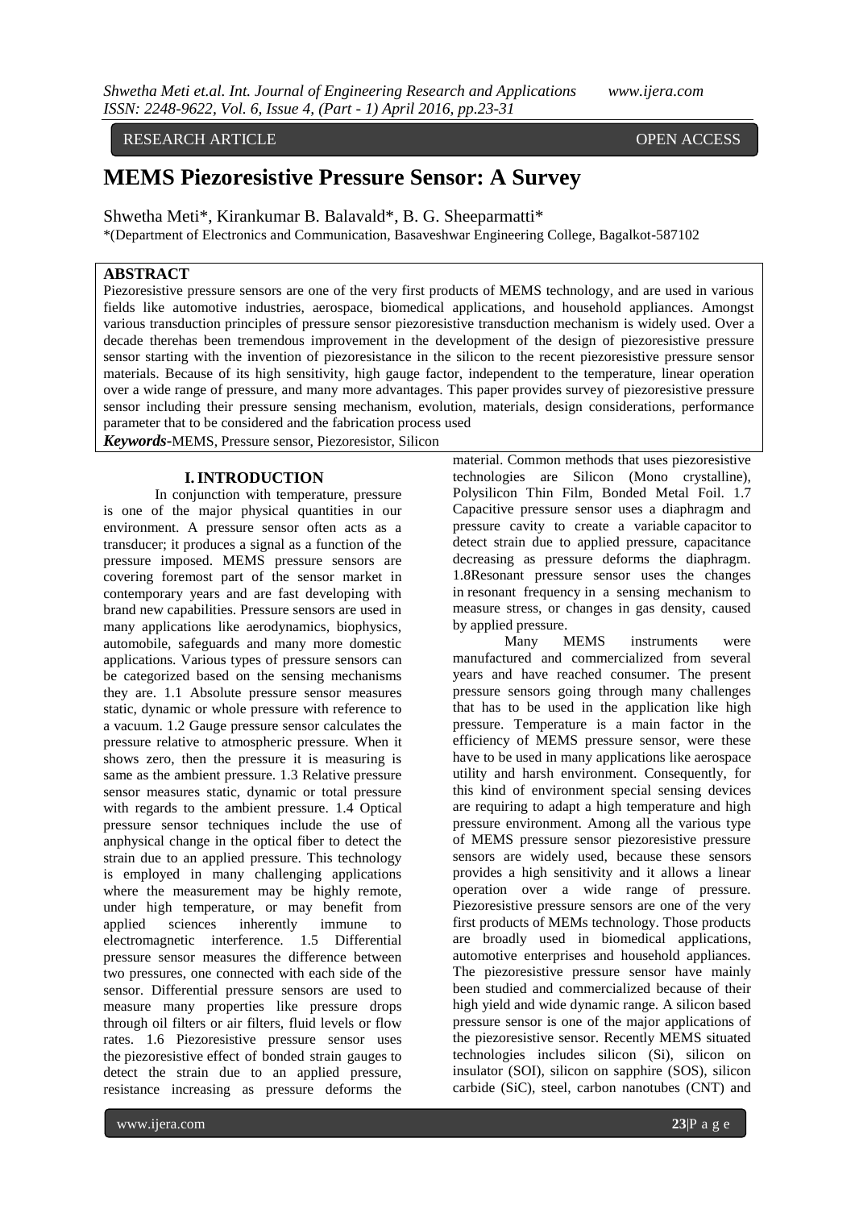RESEARCH ARTICLE OPEN ACCESS

# MEMS Piezoresistive Pressure Sensor: A Survey

Shwetha Meti*, Kirankumar B. Balavald*, B. G. Sheeparmatti*

*(Department of Electronics and Communication, Basaveshwar Engineering College, Bagalkot-587102

## ABSTRACT

Piezoresistive pressure sensors are one of the very first products of MEMS technology, and are used in various fields like automotive industries, aerospace, biomedical applications, and household appliances. Amongst various transduction principles of pressure sensor piezoresistive transduction mechanism is widely used. Over a decade therehas been tremendous improvement in the development of the design of piezoresistive pressure sensor starting with the invention of piezoresistance in the silicon to the recent piezoresistive pressure sensor materials. Because of its high sensitivity, high gauge factor, independent to the temperature, linear operation over a wide range of pressure, and many more advantages. This paper provides survey of piezoresistive pressure sensor including their pressure sensing mechanism, evolution, materials, design considerations, performance parameter that to be considered and the fabrication process used

***Keywords*-**MEMS, Pressure sensor, Piezoresistor, Silicon

## I. INTRODUCTION

In conjunction with temperature, pressure is one of the major physical quantities in our environment. A pressure sensor often acts as a transducer; it produces a signal as a function of the pressure imposed. MEMS pressure sensors are covering foremost part of the sensor market in contemporary years and are fast developing with brand new capabilities. Pressure sensors are used in many applications like aerodynamics, biophysics, automobile, safeguards and many more domestic applications. Various types of pressure sensors can be categorized based on the sensing mechanisms they are. 1.1 Absolute pressure sensor measures static, dynamic or whole pressure with reference to a vacuum. 1.2 Gauge pressure sensor calculates the pressure relative to atmospheric pressure. When it shows zero, then the pressure it is measuring is same as the ambient pressure. 1.3 Relative pressure sensor measures static, dynamic or total pressure with regards to the ambient pressure. 1.4 Optical pressure sensor techniques include the use of anphysical change in the optical fiber to detect the strain due to an applied pressure. This technology is employed in many challenging applications where the measurement may be highly remote, under high temperature, or may benefit from applied sciences inherently immune to electromagnetic interference. 1.5 Differential pressure sensor measures the difference between two pressures, one connected with each side of the sensor. Differential pressure sensors are used to measure many properties like pressure drops through oil filters or air filters, fluid levels or flow rates. 1.6 Piezoresistive pressure sensor uses the piezoresistive effect of bonded strain gauges to detect the strain due to an applied pressure, resistance increasing as pressure deforms the material. Common methods that uses piezoresistive technologies are Silicon (Mono crystalline), Polysilicon Thin Film, Bonded Metal Foil. 1.7 Capacitive pressure sensor uses a diaphragm and pressure cavity to create a variable capacitor to detect strain due to applied pressure, capacitance decreasing as pressure deforms the diaphragm. 1.8Resonant pressure sensor uses the changes in resonant frequency in a sensing mechanism to measure stress, or changes in gas density, caused by applied pressure.

Many MEMS instruments were manufactured and commercialized from several years and have reached consumer. The present pressure sensors going through many challenges that has to be used in the application like high pressure. Temperature is a main factor in the efficiency of MEMS pressure sensor, were these have to be used in many applications like aerospace utility and harsh environment. Consequently, for this kind of environment special sensing devices are requiring to adapt a high temperature and high pressure environment. Among all the various type of MEMS pressure sensor piezoresistive pressure sensors are widely used, because these sensors provides a high sensitivity and it allows a linear operation over a wide range of pressure. Piezoresistive pressure sensors are one of the very first products of MEMs technology. Those products are broadly used in biomedical applications, automotive enterprises and household appliances. The piezoresistive pressure sensor have mainly been studied and commercialized because of their high yield and wide dynamic range. A silicon based pressure sensor is one of the major applications of the piezoresistive sensor. Recently MEMS situated technologies includes silicon (Si), silicon on insulator (SOI), silicon on sapphire (SOS), silicon carbide (SiC), steel, carbon nanotubes (CNT) and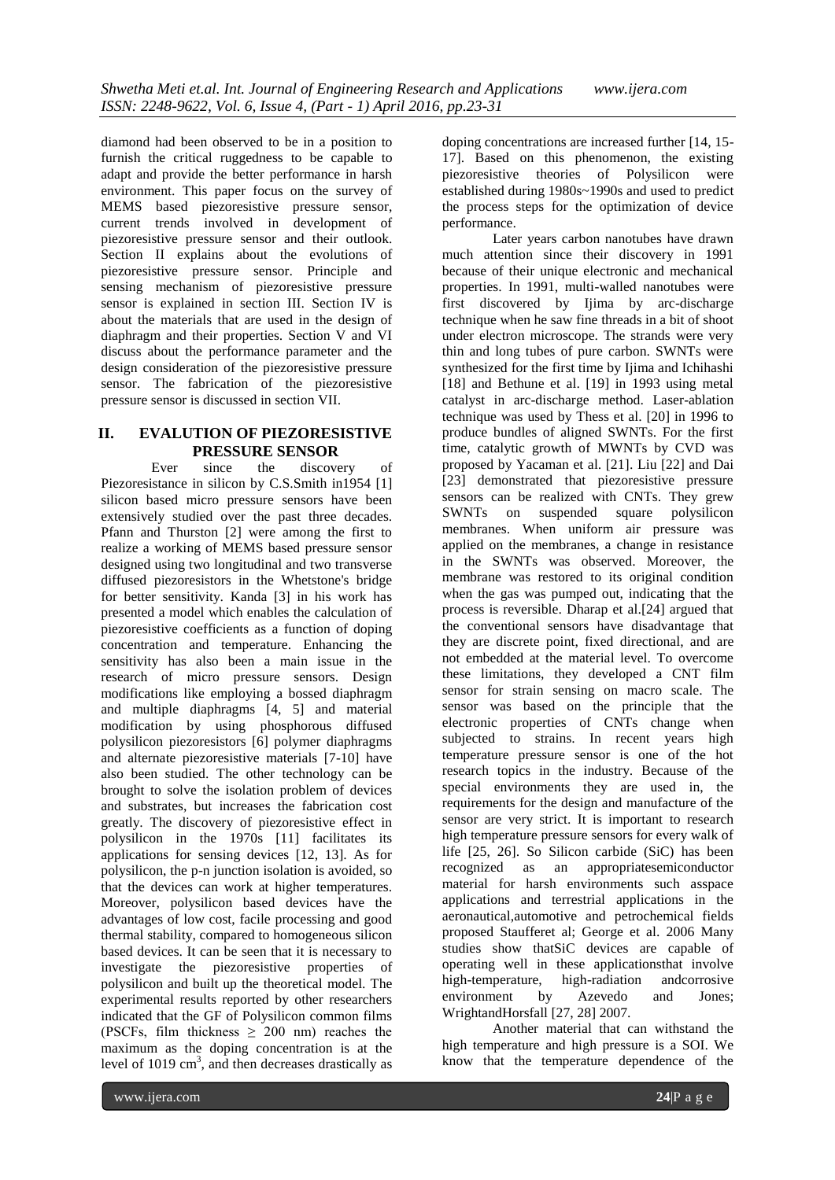diamond had been observed to be in a position to furnish the critical ruggedness to be capable to adapt and provide the better performance in harsh environment. This paper focus on the survey of MEMS based piezoresistive pressure sensor, current trends involved in development of piezoresistive pressure sensor and their outlook. Section II explains about the evolutions of piezoresistive pressure sensor. Principle and sensing mechanism of piezoresistive pressure sensor is explained in section III. Section IV is about the materials that are used in the design of diaphragm and their properties. Section V and VI discuss about the performance parameter and the design consideration of the piezoresistive pressure sensor. The fabrication of the piezoresistive pressure sensor is discussed in section VII.

## II. EVALUTION OF PIEZORESISTIVE PRESSURE SENSOR

Ever since the discovery of Piezoresistance in silicon by C.S.Smith in1954 [1] silicon based micro pressure sensors have been extensively studied over the past three decades. Pfann and Thurston [2] were among the first to realize a working of MEMS based pressure sensor designed using two longitudinal and two transverse diffused piezoresistors in the Whetstone's bridge for better sensitivity. Kanda [3] in his work has presented a model which enables the calculation of piezoresistive coefficients as a function of doping concentration and temperature. Enhancing the sensitivity has also been a main issue in the research of micro pressure sensors. Design modifications like employing a bossed diaphragm and multiple diaphragms [4, 5] and material modification by using phosphorous diffused polysilicon piezoresistors [6] polymer diaphragms and alternate piezoresistive materials [7-10] have also been studied. The other technology can be brought to solve the isolation problem of devices and substrates, but increases the fabrication cost greatly. The discovery of piezoresistive effect in polysilicon in the 1970s [11] facilitates its applications for sensing devices [12, 13]. As for polysilicon, the p-n junction isolation is avoided, so that the devices can work at higher temperatures. Moreover, polysilicon based devices have the advantages of low cost, facile processing and good thermal stability, compared to homogeneous silicon based devices. It can be seen that it is necessary to investigate the piezoresistive properties of polysilicon and built up the theoretical model. The experimental results reported by other researchers indicated that the GF of Polysilicon common films (PSCFs, film thickness $\geq$ 200 nm) reaches the maximum as the doping concentration is at the level of 1019 $cm^3$, and then decreases drastically as doping concentrations are increased further [14, 15-17]. Based on this phenomenon, the existing piezoresistive theories of Polysilicon were established during 1980s~1990s and used to predict the process steps for the optimization of device performance.

Later years carbon nanotubes have drawn much attention since their discovery in 1991 because of their unique electronic and mechanical properties. In 1991, multi-walled nanotubes were first discovered by Ijima by arc-discharge technique when he saw fine threads in a bit of shoot under electron microscope. The strands were very thin and long tubes of pure carbon. SWNTs were synthesized for the first time by Ijima and Ichihashi [18] and Bethune et al. [19] in 1993 using metal catalyst in arc-discharge method. Laser-ablation technique was used by Thess et al. [20] in 1996 to produce bundles of aligned SWNTs. For the first time, catalytic growth of MWNTs by CVD was proposed by Yacaman et al. [21]. Liu [22] and Dai [23] demonstrated that piezoresistive pressure sensors can be realized with CNTs. They grew SWNTs on suspended square polysilicon membranes. When uniform air pressure was applied on the membranes, a change in resistance in the SWNTs was observed. Moreover, the membrane was restored to its original condition when the gas was pumped out, indicating that the process is reversible. Dharap et al.[24] argued that the conventional sensors have disadvantage that they are discrete point, fixed directional, and are not embedded at the material level. To overcome these limitations, they developed a CNT film sensor for strain sensing on macro scale. The sensor was based on the principle that the electronic properties of CNTs change when subjected to strains. In recent years high temperature pressure sensor is one of the hot research topics in the industry. Because of the special environments they are used in, the requirements for the design and manufacture of the sensor are very strict. It is important to research high temperature pressure sensors for every walk of life [25, 26]. So Silicon carbide (SiC) has been recognized as an appropriatesemiconductor material for harsh environments such asspace applications and terrestrial applications in the aeronautical,automotive and petrochemical fields proposed Staufferet al; George et al. 2006 Many studies show thatSiC devices are capable of operating well in these applicationsthat involve high-temperature, high-radiation andcorrosive environment by Azevedo and Jones; WrightandHorsfall [27, 28] 2007.

Another material that can withstand the high temperature and high pressure is a SOI. We know that the temperature dependence of the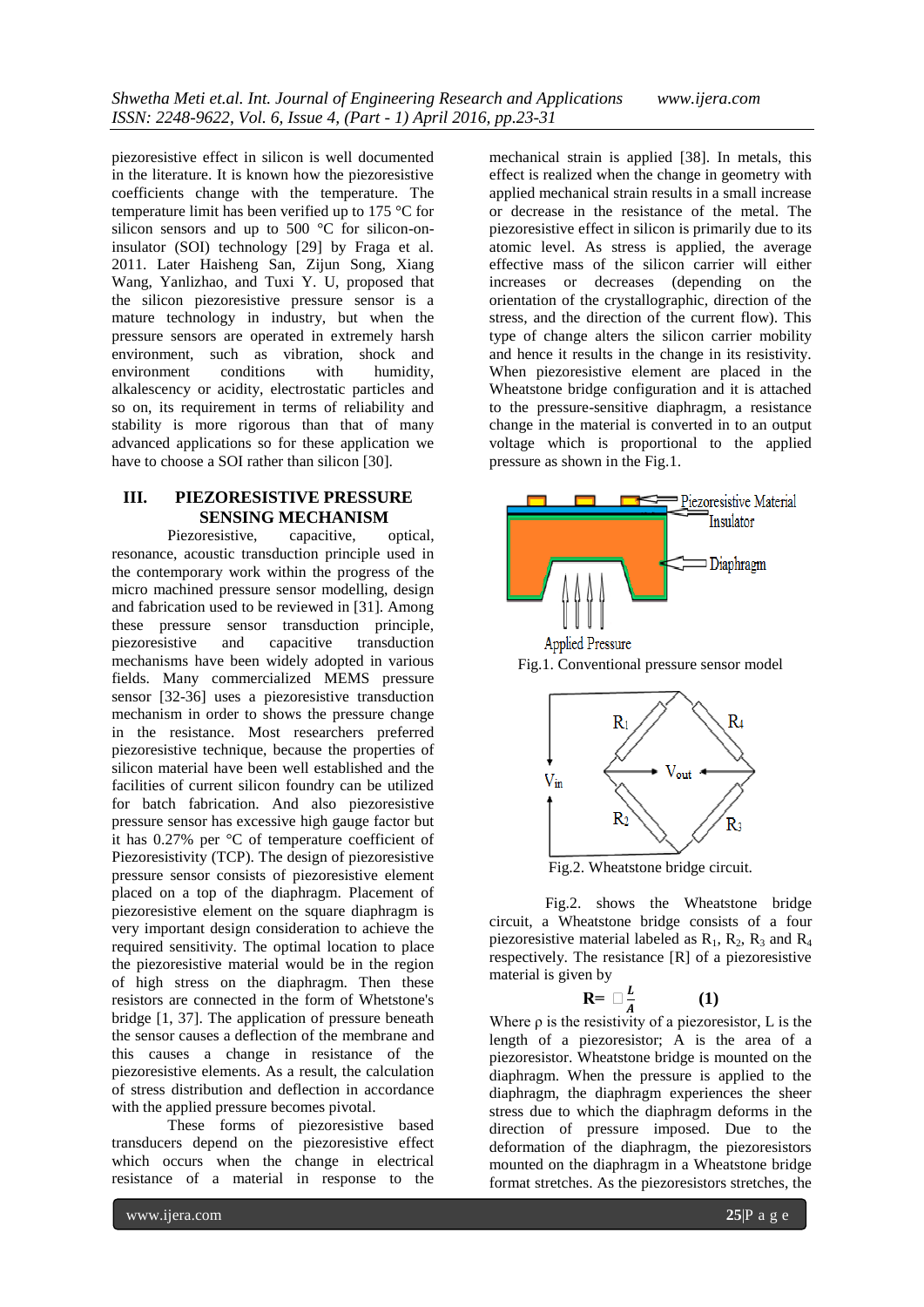piezoresistive effect in silicon is well documented in the literature. It is known how the piezoresistive coefficients change with the temperature. The temperature limit has been verified up to 175 °C for silicon sensors and up to 500 °C for silicon-on-insulator (SOI) technology [29] by Fraga et al. 2011. Later Haisheng San, Zijun Song, Xiang Wang, Yanlizhao, and Tuxi Y. U, proposed that the silicon piezoresistive pressure sensor is a mature technology in industry, but when the pressure sensors are operated in extremely harsh environment, such as vibration, shock and environment conditions with humidity, alkalescency or acidity, electrostatic particles and so on, its requirement in terms of reliability and stability is more rigorous than that of many advanced applications so for these application we have to choose a SOI rather than silicon [30].

## III. PIEZORESISTIVE PRESSURE SENSING MECHANISM

Piezoresistive, capacitive, optical, resonance, acoustic transduction principle used in the contemporary work within the progress of the micro machined pressure sensor modelling, design and fabrication used to be reviewed in [31]. Among these pressure sensor transduction principle, piezoresistive and capacitive transduction mechanisms have been widely adopted in various fields. Many commercialized MEMS pressure sensor [32-36] uses a piezoresistive transduction mechanism in order to shows the pressure change in the resistance. Most researchers preferred piezoresistive technique, because the properties of silicon material have been well established and the facilities of current silicon foundry can be utilized for batch fabrication. And also piezoresistive pressure sensor has excessive high gauge factor but it has 0.27% per °C of temperature coefficient of Piezoresistivity (TCP). The design of piezoresistive pressure sensor consists of piezoresistive element placed on a top of the diaphragm. Placement of piezoresistive element on the square diaphragm is very important design consideration to achieve the required sensitivity. The optimal location to place the piezoresistive material would be in the region of high stress on the diaphragm. Then these resistors are connected in the form of Whetstone's bridge [1, 37]. The application of pressure beneath the sensor causes a deflection of the membrane and this causes a change in resistance of the piezoresistive elements. As a result, the calculation of stress distribution and deflection in accordance with the applied pressure becomes pivotal.

These forms of piezoresistive based transducers depend on the piezoresistive effect which occurs when the change in electrical resistance of a material in response to the mechanical strain is applied [38]. In metals, this effect is realized when the change in geometry with applied mechanical strain results in a small increase or decrease in the resistance of the metal. The piezoresistive effect in silicon is primarily due to its atomic level. As stress is applied, the average effective mass of the silicon carrier will either increases or decreases (depending on the orientation of the crystallographic, direction of the stress, and the direction of the current flow). This type of change alters the silicon carrier mobility and hence it results in the change in its resistivity. When piezoresistive element are placed in the Wheatstone bridge configuration and it is attached to the pressure-sensitive diaphragm, a resistance change in the material is converted in to an output voltage which is proportional to the applied pressure as shown in the Fig.1.

Fig.1. Conventional pressure sensor model

Fig.2. Wheatstone bridge circuit.

Fig.2. shows the Wheatstone bridge circuit, a Wheatstone bridge consists of a four piezoresistive material labeled as $R_1$, $R_2$, $R_3$ and $R_4$ respectively. The resistance [R] of a piezoresistive material is given by

$$\mathbf{R} = \rho \frac{L}{A} \qquad \textbf{(1)}$$

Where ρ is the resistivity of a piezoresistor, L is the length of a piezoresistor; A is the area of a piezoresistor. Wheatstone bridge is mounted on the diaphragm. When the pressure is applied to the diaphragm, the diaphragm experiences the sheer stress due to which the diaphragm deforms in the direction of pressure imposed. Due to the deformation of the diaphragm, the piezoresistors mounted on the diaphragm in a Wheatstone bridge format stretches. As the piezoresistors stretches, the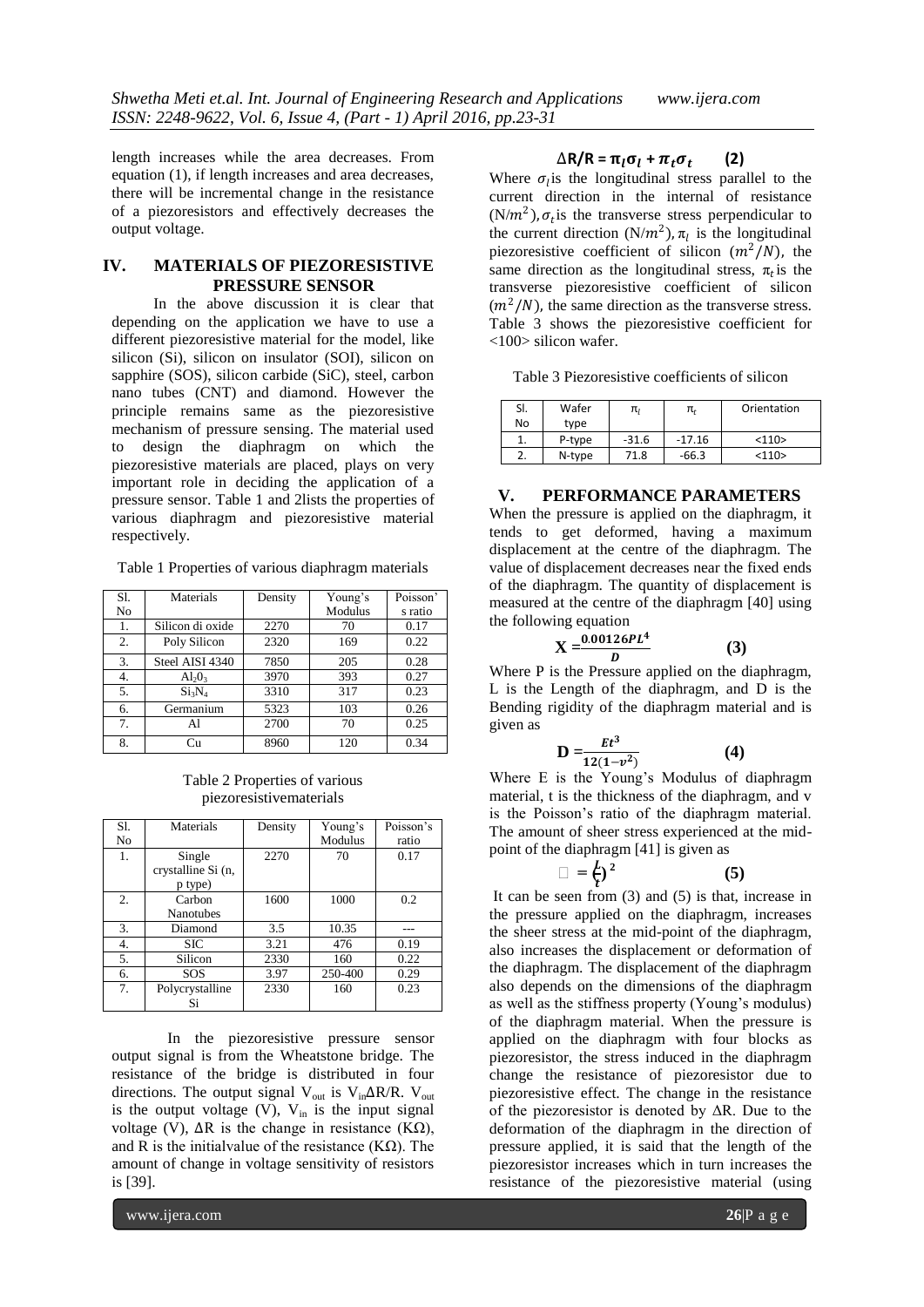length increases while the area decreases. From equation (1), if length increases and area decreases, there will be incremental change in the resistance of a piezoresistors and effectively decreases the output voltage.

## IV. MATERIALS OF PIEZORESISTIVE PRESSURE SENSOR

In the above discussion it is clear that depending on the application we have to use a different piezoresistive material for the model, like silicon (Si), silicon on insulator (SOI), silicon on sapphire (SOS), silicon carbide (SiC), steel, carbon nano tubes (CNT) and diamond. However the principle remains same as the piezoresistive mechanism of pressure sensing. The material used to design the diaphragm on which the piezoresistive materials are placed, plays on very important role in deciding the application of a pressure sensor. Table 1 and 2lists the properties of various diaphragm and piezoresistive material respectively.

Table 1 Properties of various diaphragm materials

| Sl. No | Materials | Density | Young's Modulus | Poisson's ratio |
|---|---|---|---|---|
| 1. | Silicon di oxide | 2270 | 70 | 0.17 |
| 2. | Poly Silicon | 2320 | 169 | 0.22 |
| 3. | Steel AISI 4340 | 7850 | 205 | 0.28 |
| 4. | $Al_2O_3$ | 3970 | 393 | 0.27 |
| 5. | $Si_3N_4$ | 3310 | 317 | 0.23 |
| 6. | Germanium | 5323 | 103 | 0.26 |
| 7. | Al | 2700 | 70 | 0.25 |
| 8. | Cu | 8960 | 120 | 0.34 |

Table 2 Properties of various piezoresistivematerials

| Sl. No | Materials | Density | Young's Modulus | Poisson's ratio |
|---|---|---|---|---|
| 1. | Single crystalline Si (n, p type) | 2270 | 70 | 0.17 |
| 2. | Carbon Nanotubes | 1600 | 1000 | 0.2 |
| 3. | Diamond | 3.5 | 10.35 | --- |
| 4. | SIC | 3.21 | 476 | 0.19 |
| 5. | Silicon | 2330 | 160 | 0.22 |
| 6. | SOS | 3.97 | 250-400 | 0.29 |
| 7. | Polycrystalline Si | 2330 | 160 | 0.23 |

In the piezoresistive pressure sensor output signal is from the Wheatstone bridge. The resistance of the bridge is distributed in four directions. The output signal $V_{out}$ is $V_{in}\Delta R/R$. $V_{out}$ is the output voltage (V), $V_{in}$ is the input signal voltage (V), ΔR is the change in resistance (KΩ), and R is the initialvalue of the resistance (KΩ). The amount of change in voltage sensitivity of resistors is [39].

$$\Delta R/R = \pi_l \sigma_l + \pi_t \sigma_t \qquad (2)$$

Where $\sigma_l$ is the longitudinal stress parallel to the current direction in the internal of resistance ($N/m^2$), $\sigma_t$ is the transverse stress perpendicular to the current direction ($N/m^2$), $\pi_l$ is the longitudinal piezoresistive coefficient of silicon ($m^2/N$), the same direction as the longitudinal stress, $\pi_t$ is the transverse piezoresistive coefficient of silicon ($m^2/N$), the same direction as the transverse stress. Table 3 shows the piezoresistive coefficient for <100> silicon wafer.

Table 3 Piezoresistive coefficients of silicon

| Sl. No | Wafer type | $\pi_l$ | $\pi_t$ | Orientation |
|---|---|---|---|---|
| 1. | P-type | -31.6 | -17.16 | <110> |
| 2. | N-type | 71.8 | -66.3 | <110> |

## V. PERFORMANCE PARAMETERS

When the pressure is applied on the diaphragm, it tends to get deformed, having a maximum displacement at the centre of the diaphragm. The value of displacement decreases near the fixed ends of the diaphragm. The quantity of displacement is measured at the centre of the diaphragm [40] using the following equation

$$X = \frac{0.00126PL^4}{D} \qquad (3)$$

Where P is the Pressure applied on the diaphragm, L is the Length of the diaphragm, and D is the Bending rigidity of the diaphragm material and is given as

$$D = \frac{Et^3}{12(1-v^2)} \qquad (4)$$

Where E is the Young's Modulus of diaphragm material, t is the thickness of the diaphragm, and v is the Poisson's ratio of the diaphragm material. The amount of sheer stress experienced at the mid-point of the diaphragm [41] is given as

$$\square = \left(\frac{L}{t}\right)^2 \qquad (5)$$

It can be seen from (3) and (5) is that, increase in the pressure applied on the diaphragm, increases the sheer stress at the mid-point of the diaphragm, also increases the displacement or deformation of the diaphragm. The displacement of the diaphragm also depends on the dimensions of the diaphragm as well as the stiffness property (Young's modulus) of the diaphragm material. When the pressure is applied on the diaphragm with four blocks as piezoresistor, the stress induced in the diaphragm change the resistance of piezoresistor due to piezoresistive effect. The change in the resistance of the piezoresistor is denoted by ΔR. Due to the deformation of the diaphragm in the direction of pressure applied, it is said that the length of the piezoresistor increases which in turn increases the resistance of the piezoresistive material (using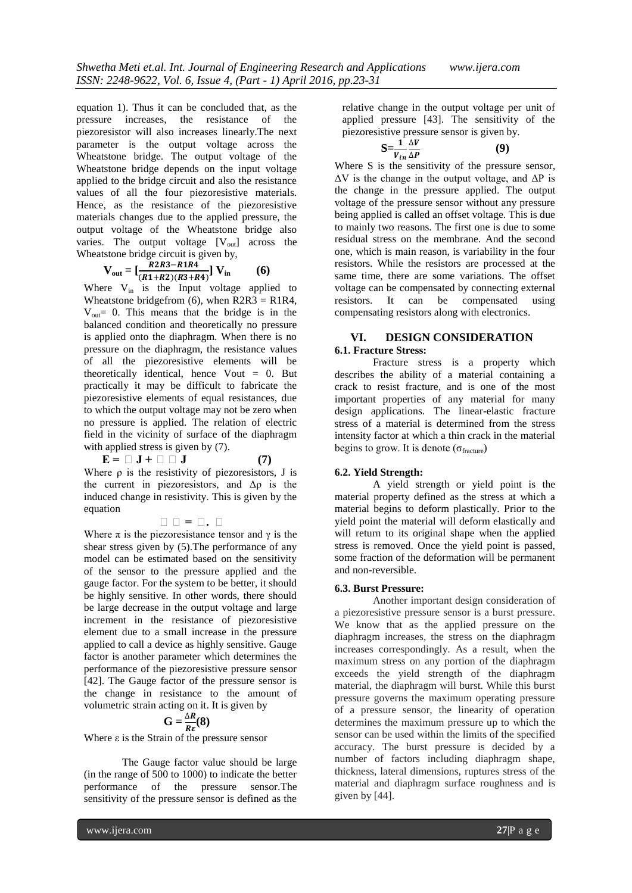equation 1). Thus it can be concluded that, as the pressure increases, the resistance of the piezoresistor will also increases linearly.The next parameter is the output voltage across the Wheatstone bridge. The output voltage of the Wheatstone bridge depends on the input voltage applied to the bridge circuit and also the resistance values of all the four piezoresistive materials. Hence, as the resistance of the piezoresistive materials changes due to the applied pressure, the output voltage of the Wheatstone bridge also varies. The output voltage [$V_{out}$] across the Wheatstone bridge circuit is given by,

$$\mathbf{V_{out} = \left[\frac{R2R3-R1R4}{(R1+R2)(R3+R4)}\right] V_{in}} \qquad \textbf{(6)}$$

Where $V_{in}$ is the Input voltage applied to Wheatstone bridgefrom (6), when R2R3 = R1R4, $V_{out}$= 0. This means that the bridge is in the balanced condition and theoretically no pressure is applied onto the diaphragm. When there is no pressure on the diaphragm, the resistance values of all the piezoresistive elements will be theoretically identical, hence Vout = 0. But practically it may be difficult to fabricate the piezoresistive elements of equal resistances, due to which the output voltage may not be zero when no pressure is applied. The relation of electric field in the vicinity of surface of the diaphragm with applied stress is given by (7).

$$\mathbf{E = \Box\ J + \Box\ \Box\ J} \qquad \textbf{(7)}$$

Where ρ is the resistivity of piezoresistors, J is the current in piezoresistors, and Δρ is the induced change in resistivity. This is given by the equation

$$\Box\ \Box = \Box.\ \Box$$

Where π is the piezoresistance tensor and γ is the shear stress given by (5).The performance of any model can be estimated based on the sensitivity of the sensor to the pressure applied and the gauge factor. For the system to be better, it should be highly sensitive. In other words, there should be large decrease in the output voltage and large increment in the resistance of piezoresistive element due to a small increase in the pressure applied to call a device as highly sensitive. Gauge factor is another parameter which determines the performance of the piezoresistive pressure sensor [42]. The Gauge factor of the pressure sensor is the change in resistance to the amount of volumetric strain acting on it. It is given by

$$\mathbf{G = \frac{\Delta R}{R\varepsilon}}\textbf{(8)}$$

Where ε is the Strain of the pressure sensor

The Gauge factor value should be large (in the range of 500 to 1000) to indicate the better performance of the pressure sensor.The sensitivity of the pressure sensor is defined as the relative change in the output voltage per unit of applied pressure [43]. The sensitivity of the piezoresistive pressure sensor is given by.

$$\mathbf{S=\frac{1}{V_{in}}\frac{\Delta V}{\Delta P}} \qquad \textbf{(9)}$$

Where S is the sensitivity of the pressure sensor, ΔV is the change in the output voltage, and ΔP is the change in the pressure applied. The output voltage of the pressure sensor without any pressure being applied is called an offset voltage. This is due to mainly two reasons. The first one is due to some residual stress on the membrane. And the second one, which is main reason, is variability in the four resistors. While the resistors are processed at the same time, there are some variations. The offset voltage can be compensated by connecting external resistors. It can be compensated using compensating resistors along with electronics.

## VI. DESIGN CONSIDERATION

### 6.1. Fracture Stress:

Fracture stress is a property which describes the ability of a material containing a crack to resist fracture, and is one of the most important properties of any material for many design applications. The linear-elastic fracture stress of a material is determined from the stress intensity factor at which a thin crack in the material begins to grow. It is denote ($\sigma_{fracture}$)

### 6.2. Yield Strength:

A yield strength or yield point is the material property defined as the stress at which a material begins to deform plastically. Prior to the yield point the material will deform elastically and will return to its original shape when the applied stress is removed. Once the yield point is passed, some fraction of the deformation will be permanent and non-reversible.

### 6.3. Burst Pressure:

Another important design consideration of a piezoresistive pressure sensor is a burst pressure. We know that as the applied pressure on the diaphragm increases, the stress on the diaphragm increases correspondingly. As a result, when the maximum stress on any portion of the diaphragm exceeds the yield strength of the diaphragm material, the diaphragm will burst. While this burst pressure governs the maximum operating pressure of a pressure sensor, the linearity of operation determines the maximum pressure up to which the sensor can be used within the limits of the specified accuracy. The burst pressure is decided by a number of factors including diaphragm shape, thickness, lateral dimensions, ruptures stress of the material and diaphragm surface roughness and is given by [44].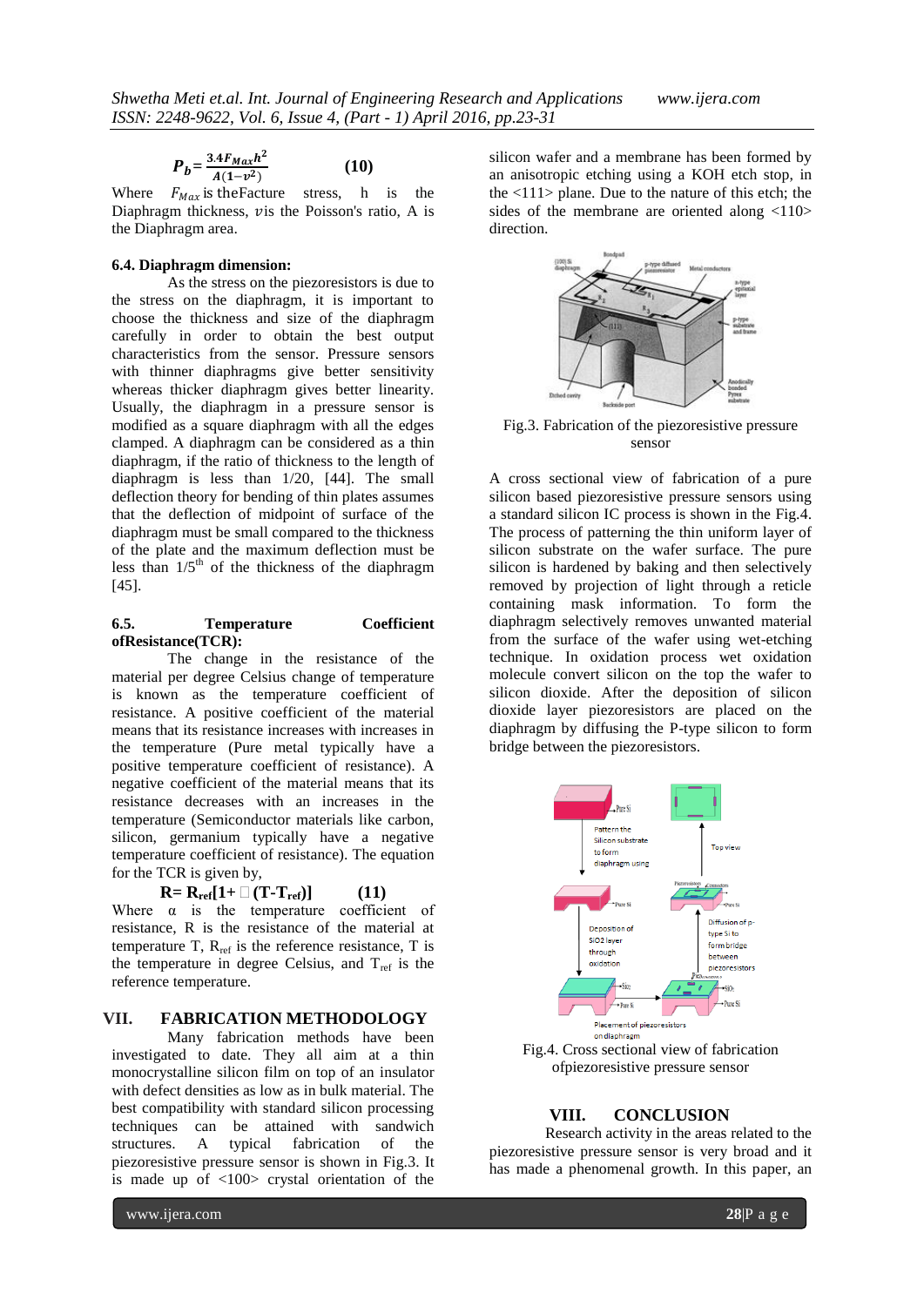$$P_b = \frac{3.4 F_{Max} h^2}{A(1-v^2)} \quad (10)$$

Where $F_{Max}$ is theFacture stress, h is the Diaphragm thickness, $v$is the Poisson's ratio, A is the Diaphragm area.

### 6.4. Diaphragm dimension:

As the stress on the piezoresistors is due to the stress on the diaphragm, it is important to choose the thickness and size of the diaphragm carefully in order to obtain the best output characteristics from the sensor. Pressure sensors with thinner diaphragms give better sensitivity whereas thicker diaphragm gives better linearity. Usually, the diaphragm in a pressure sensor is modified as a square diaphragm with all the edges clamped. A diaphragm can be considered as a thin diaphragm, if the ratio of thickness to the length of diaphragm is less than 1/20, [44]. The small deflection theory for bending of thin plates assumes that the deflection of midpoint of surface of the diaphragm must be small compared to the thickness of the plate and the maximum deflection must be less than $1/5^{th}$ of the thickness of the diaphragm [45].

### 6.5. Temperature Coefficient ofResistance(TCR):

The change in the resistance of the material per degree Celsius change of temperature is known as the temperature coefficient of resistance. A positive coefficient of the material means that its resistance increases with increases in the temperature (Pure metal typically have a positive temperature coefficient of resistance). A negative coefficient of the material means that its resistance decreases with an increases in the temperature (Semiconductor materials like carbon, silicon, germanium typically have a negative temperature coefficient of resistance). The equation for the TCR is given by,

$$R = R_{ref}[1 + \alpha (T - T_{ref})] \quad (11)$$

Where α is the temperature coefficient of resistance, R is the resistance of the material at temperature T, $R_{ref}$ is the reference resistance, T is the temperature in degree Celsius, and $T_{ref}$ is the reference temperature.

## VII. FABRICATION METHODOLOGY

Many fabrication methods have been investigated to date. They all aim at a thin monocrystalline silicon film on top of an insulator with defect densities as low as in bulk material. The best compatibility with standard silicon processing techniques can be attained with sandwich structures. A typical fabrication of the piezoresistive pressure sensor is shown in Fig.3. It is made up of <100> crystal orientation of the silicon wafer and a membrane has been formed by an anisotropic etching using a KOH etch stop, in the <111> plane. Due to the nature of this etch; the sides of the membrane are oriented along <110> direction.

Fig.3. Fabrication of the piezoresistive pressure sensor

A cross sectional view of fabrication of a pure silicon based piezoresistive pressure sensors using a standard silicon IC process is shown in the Fig.4. The process of patterning the thin uniform layer of silicon substrate on the wafer surface. The pure silicon is hardened by baking and then selectively removed by projection of light through a reticle containing mask information. To form the diaphragm selectively removes unwanted material from the surface of the wafer using wet-etching technique. In oxidation process wet oxidation molecule convert silicon on the top the wafer to silicon dioxide. After the deposition of silicon dioxide layer piezoresistors are placed on the diaphragm by diffusing the P-type silicon to form bridge between the piezoresistors.

Fig.4. Cross sectional view of fabrication ofpiezoresistive pressure sensor

## VIII. CONCLUSION

Research activity in the areas related to the piezoresistive pressure sensor is very broad and it has made a phenomenal growth. In this paper, an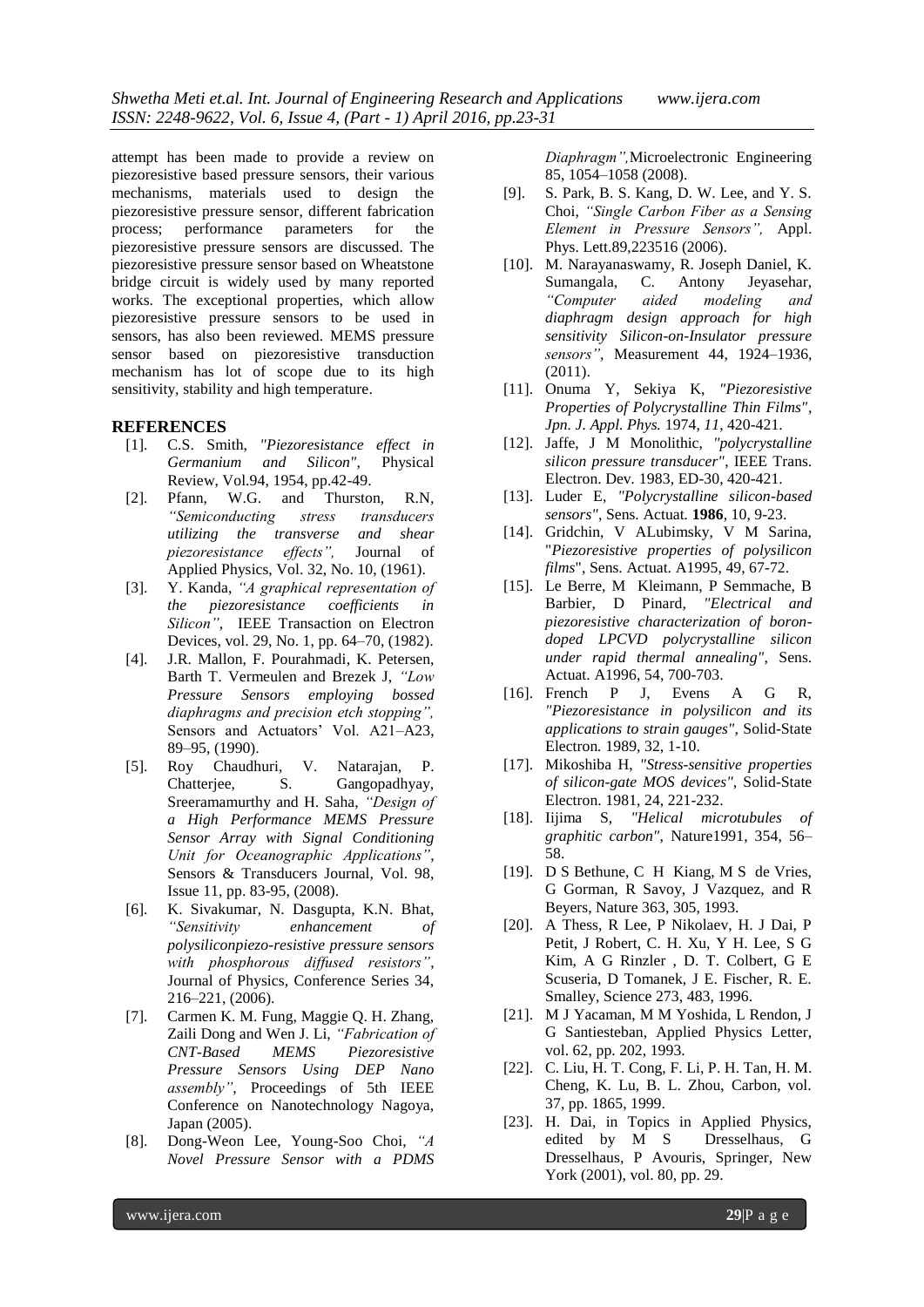attempt has been made to provide a review on piezoresistive based pressure sensors, their various mechanisms, materials used to design the piezoresistive pressure sensor, different fabrication process; performance parameters for the piezoresistive pressure sensors are discussed. The piezoresistive pressure sensor based on Wheatstone bridge circuit is widely used by many reported works. The exceptional properties, which allow piezoresistive pressure sensors to be used in sensors, has also been reviewed. MEMS pressure sensor based on piezoresistive transduction mechanism has lot of scope due to its high sensitivity, stability and high temperature.

## REFERENCES

[1]. C.S. Smith, *"Piezoresistance effect in Germanium and Silicon"*, Physical Review, Vol.94, 1954, pp.42-49.

[2]. Pfann, W.G. and Thurston, R.N, *"Semiconducting stress transducers utilizing the transverse and shear piezoresistance effects",* Journal of Applied Physics, Vol. 32, No. 10, (1961).

[3]. Y. Kanda, *"A graphical representation of the piezoresistance coefficients in Silicon"*, IEEE Transaction on Electron Devices, vol. 29, No. 1, pp. 64–70, (1982).

[4]. J.R. Mallon, F. Pourahmadi, K. Petersen, Barth T. Vermeulen and Brezek J, *"Low Pressure Sensors employing bossed diaphragms and precision etch stopping",* Sensors and Actuators' Vol. A21–A23, 89–95, (1990).

[5]. Roy Chaudhuri, V. Natarajan, P. Chatterjee, S. Gangopadhyay, Sreeramamurthy and H. Saha, *"Design of a High Performance MEMS Pressure Sensor Array with Signal Conditioning Unit for Oceanographic Applications"*, Sensors & Transducers Journal, Vol. 98, Issue 11, pp. 83-95, (2008).

[6]. K. Sivakumar, N. Dasgupta, K.N. Bhat, *"Sensitivity enhancement of polysiliconpiezo-resistive pressure sensors with phosphorous diffused resistors"*, Journal of Physics, Conference Series 34, 216–221, (2006).

[7]. Carmen K. M. Fung, Maggie Q. H. Zhang, Zaili Dong and Wen J. Li, *"Fabrication of CNT-Based MEMS Piezoresistive Pressure Sensors Using DEP Nano assembly"*, Proceedings of 5th IEEE Conference on Nanotechnology Nagoya, Japan (2005).

[8]. Dong-Weon Lee, Young-Soo Choi, *"A Novel Pressure Sensor with a PDMS Diaphragm",*Microelectronic Engineering 85, 1054–1058 (2008).

[9]. S. Park, B. S. Kang, D. W. Lee, and Y. S. Choi, *"Single Carbon Fiber as a Sensing Element in Pressure Sensors",* Appl. Phys. Lett.89,223516 (2006).

[10]. M. Narayanaswamy, R. Joseph Daniel, K. Sumangala, C. Antony Jeyasehar, *"Computer aided modeling and diaphragm design approach for high sensitivity Silicon-on-Insulator pressure sensors"*, Measurement 44, 1924–1936, (2011).

[11]. Onuma Y, Sekiya K, *"Piezoresistive Properties of Polycrystalline Thin Films"*, *Jpn. J. Appl. Phys.* 1974, *11*, 420-421.

[12]. Jaffe, J M Monolithic, *"polycrystalline silicon pressure transducer"*, IEEE Trans. Electron. Dev. 1983, ED-30, 420-421.

[13]. Luder E, *"Polycrystalline silicon-based sensors"*, Sens. Actuat. **1986**, 10, 9-23.

[14]. Gridchin, V ALubimsky, V M Sarina, "*Piezoresistive properties of polysilicon films*", Sens. Actuat. A1995, 49, 67-72.

[15]. Le Berre, M Kleimann, P Semmache, B Barbier, D Pinard, *"Electrical and piezoresistive characterization of boron-doped LPCVD polycrystalline silicon under rapid thermal annealing"*, Sens. Actuat. A1996, 54, 700-703.

[16]. French P J, Evens A G R, *"Piezoresistance in polysilicon and its applications to strain gauges"*, Solid-State Electron. 1989, 32, 1-10.

[17]. Mikoshiba H, *"Stress-sensitive properties of silicon-gate MOS devices"*, Solid-State Electron. 1981, 24, 221-232.

[18]. Iijima S, *"Helical microtubules of graphitic carbon"*, Nature1991, 354, 56–58.

[19]. D S Bethune, C H Kiang, M S de Vries, G Gorman, R Savoy, J Vazquez, and R Beyers, Nature 363, 305, 1993.

[20]. A Thess, R Lee, P Nikolaev, H. J Dai, P Petit, J Robert, C. H. Xu, Y H. Lee, S G Kim, A G Rinzler , D. T. Colbert, G E Scuseria, D Tomanek, J E. Fischer, R. E. Smalley, Science 273, 483, 1996.

[21]. M J Yacaman, M M Yoshida, L Rendon, J G Santiesteban, Applied Physics Letter, vol. 62, pp. 202, 1993.

[22]. C. Liu, H. T. Cong, F. Li, P. H. Tan, H. M. Cheng, K. Lu, B. L. Zhou, Carbon, vol. 37, pp. 1865, 1999.

[23]. H. Dai, in Topics in Applied Physics, edited by M S Dresselhaus, G Dresselhaus, P Avouris, Springer, New York (2001), vol. 80, pp. 29.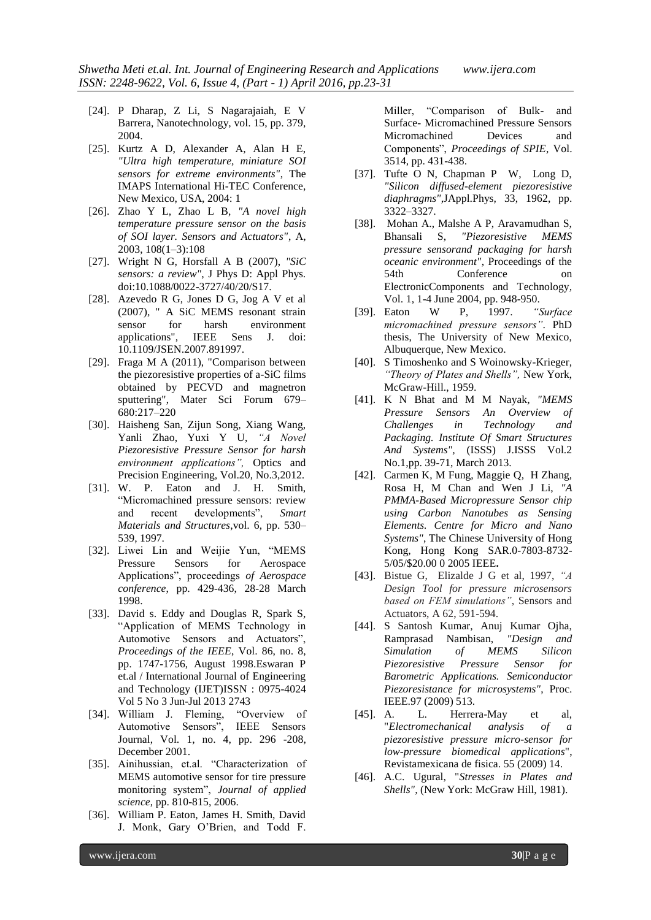- [24]. P Dharap, Z Li, S Nagarajaiah, E V Barrera, Nanotechnology, vol. 15, pp. 379, 2004.
- [25]. Kurtz A D, Alexander A, Alan H E, *"Ultra high temperature, miniature SOI sensors for extreme environments"*, The IMAPS International Hi-TEC Conference, New Mexico, USA, 2004: 1
- [26]. Zhao Y L, Zhao L B, *"A novel high temperature pressure sensor on the basis of SOI layer. Sensors and Actuators"*, A, 2003, 108(1–3):108
- [27]. Wright N G, Horsfall A B (2007), *"SiC sensors: a review"*, J Phys D: Appl Phys. doi:10.1088/0022-3727/40/20/S17.
- [28]. Azevedo R G, Jones D G, Jog A V et al (2007), " A SiC MEMS resonant strain sensor for harsh environment applications", IEEE Sens J. doi: 10.1109/JSEN.2007.891997.
- [29]. Fraga M A (2011), "Comparison between the piezoresistive properties of a-SiC films obtained by PECVD and magnetron sputtering", Mater Sci Forum 679–680:217–220
- [30]. Haisheng San, Zijun Song, Xiang Wang, Yanli Zhao, Yuxi Y U, *"A Novel Piezoresistive Pressure Sensor for harsh environment applications",* Optics and Precision Engineering, Vol.20, No.3,2012.
- [31]. W. P. Eaton and J. H. Smith, "Micromachined pressure sensors: review and recent developments", *Smart Materials and Structures*,vol. 6, pp. 530–539, 1997.
- [32]. Liwei Lin and Weijie Yun, "MEMS Pressure Sensors for Aerospace Applications", proceedings *of Aerospace conference*, pp. 429-436, 28-28 March 1998.
- [33]. David s. Eddy and Douglas R, Spark S, "Application of MEMS Technology in Automotive Sensors and Actuators", *Proceedings of the IEEE*, Vol. 86, no. 8, pp. 1747-1756, August 1998.Eswaran P et.al / International Journal of Engineering and Technology (IJET)ISSN : 0975-4024 Vol 5 No 3 Jun-Jul 2013 2743
- [34]. William J. Fleming, "Overview of Automotive Sensors", IEEE Sensors Journal, Vol. 1, no. 4, pp. 296 -208, December 2001.
- [35]. Ainihussian, et.al. "Characterization of MEMS automotive sensor for tire pressure monitoring system", *Journal of applied science*, pp. 810-815, 2006.
- [36]. William P. Eaton, James H. Smith, David J. Monk, Gary O'Brien, and Todd F. Miller, "Comparison of Bulk- and Surface- Micromachined Pressure Sensors Micromachined Devices and Components", *Proceedings of SPIE*, Vol. 3514, pp. 431-438.
- [37]. Tufte O N, Chapman P W, Long D, *"Silicon diffused-element piezoresistive diaphragms"*,JAppl.Phys, 33, 1962, pp. 3322–3327.
- [38]. Mohan A., Malshe A P, Aravamudhan S, Bhansali S, *"Piezoresistive MEMS pressure sensorand packaging for harsh oceanic environment"*, Proceedings of the 54th Conference on ElectronicComponents and Technology, Vol. 1, 1-4 June 2004, pp. 948-950.
- [39]. Eaton W P, 1997. *"Surface micromachined pressure sensors"*. PhD thesis, The University of New Mexico, Albuquerque, New Mexico.
- [40]. S Timoshenko and S Woinowsky-Krieger, *"Theory of Plates and Shells",* New York, McGraw-Hill., 1959.
- [41]. K N Bhat and M M Nayak, *"MEMS Pressure Sensors An Overview of Challenges in Technology and Packaging. Institute Of Smart Structures And Systems"*, (ISSS) J.ISSS Vol.2 No.1,pp. 39-71, March 2013.
- [42]. Carmen K, M Fung, Maggie Q, H Zhang, Rosa H, M Chan and Wen J Li, *"A PMMA-Based Micropressure Sensor chip using Carbon Nanotubes as Sensing Elements. Centre for Micro and Nano Systems"*, The Chinese University of Hong Kong, Hong Kong SAR.0-7803-8732-5/05/$20.00 0 2005 IEEE**.**
- [43]. Bistue G, Elizalde J G et al, 1997, *"A Design Tool for pressure microsensors based on FEM simulations"*, Sensors and Actuators, A 62, 591-594.
- [44]. S Santosh Kumar, Anuj Kumar Ojha, Ramprasad Nambisan, *"Design and Simulation of MEMS Silicon Piezoresistive Pressure Sensor for Barometric Applications. Semiconductor Piezoresistance for microsystems"*, Proc. IEEE.97 (2009) 513.
- [45]. A. L. Herrera-May et al, "*Electromechanical analysis of a piezoresistive pressure micro-sensor for low-pressure biomedical applications*", Revistamexicana de fisica. 55 (2009) 14.
- [46]. A.C. Ugural, "*Stresses in Plates and Shells"*, (New York: McGraw Hill, 1981).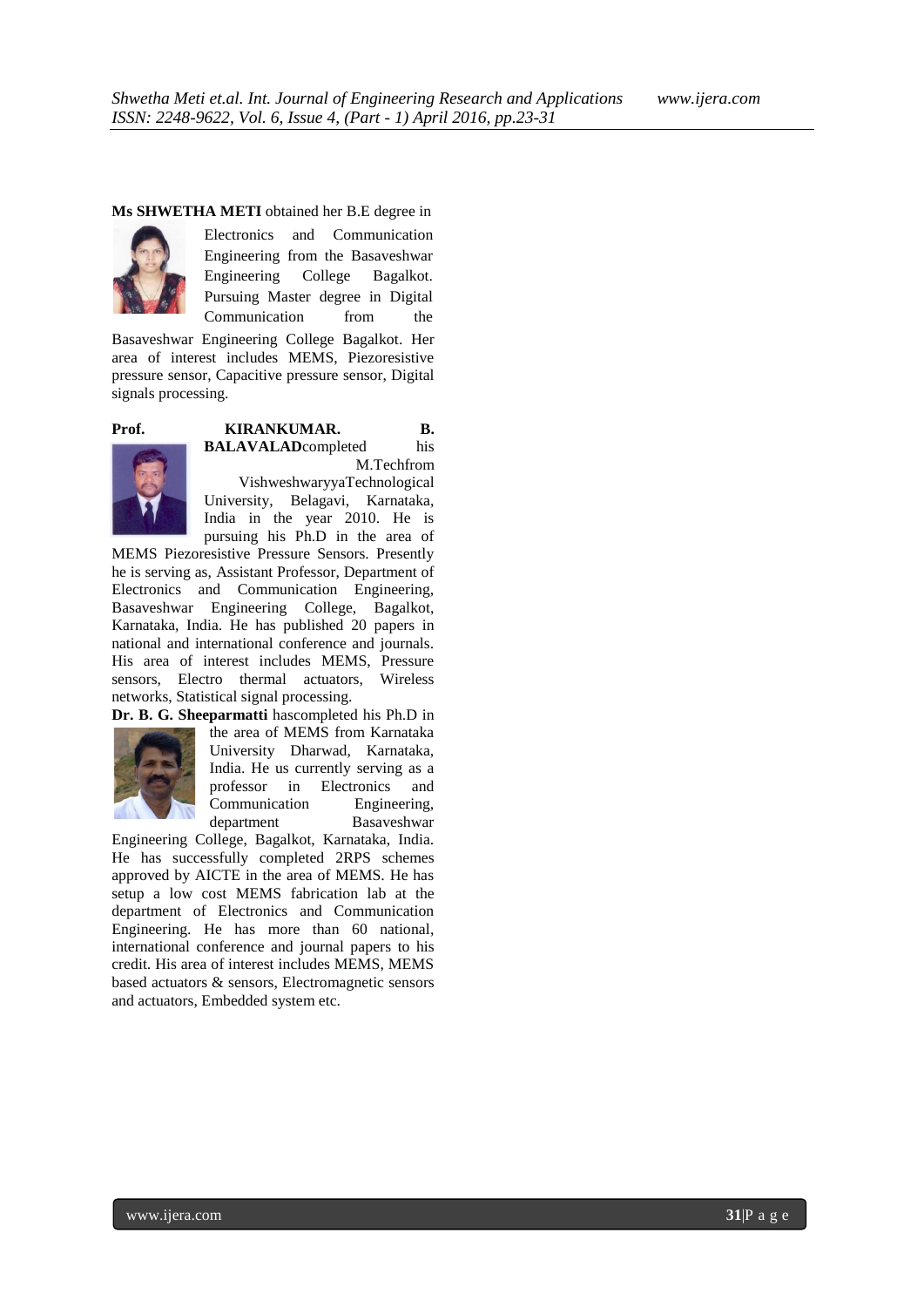**Ms SHWETHA METI** obtained her B.E degree in Electronics and Communication Engineering from the Basaveshwar Engineering College Bagalkot. Pursuing Master degree in Digital Communication from the Basaveshwar Engineering College Bagalkot. Her area of interest includes MEMS, Piezoresistive pressure sensor, Capacitive pressure sensor, Digital signals processing.

**Prof. KIRANKUMAR. B. BALAVALAD**completed his M.Techfrom VishweshwaryyaTechnological University, Belagavi, Karnataka, India in the year 2010. He is pursuing his Ph.D in the area of MEMS Piezoresistive Pressure Sensors. Presently he is serving as, Assistant Professor, Department of Electronics and Communication Engineering, Basaveshwar Engineering College, Bagalkot, Karnataka, India. He has published 20 papers in national and international conference and journals. His area of interest includes MEMS, Pressure sensors, Electro thermal actuators, Wireless networks, Statistical signal processing.

**Dr. B. G. Sheeparmatti** hascompleted his Ph.D in the area of MEMS from Karnataka University Dharwad, Karnataka, India. He us currently serving as a professor in Electronics and Communication Engineering, department Basaveshwar Engineering College, Bagalkot, Karnataka, India. He has successfully completed 2RPS schemes approved by AICTE in the area of MEMS. He has setup a low cost MEMS fabrication lab at the department of Electronics and Communication Engineering. He has more than 60 national, international conference and journal papers to his credit. His area of interest includes MEMS, MEMS based actuators & sensors, Electromagnetic sensors and actuators, Embedded system etc.